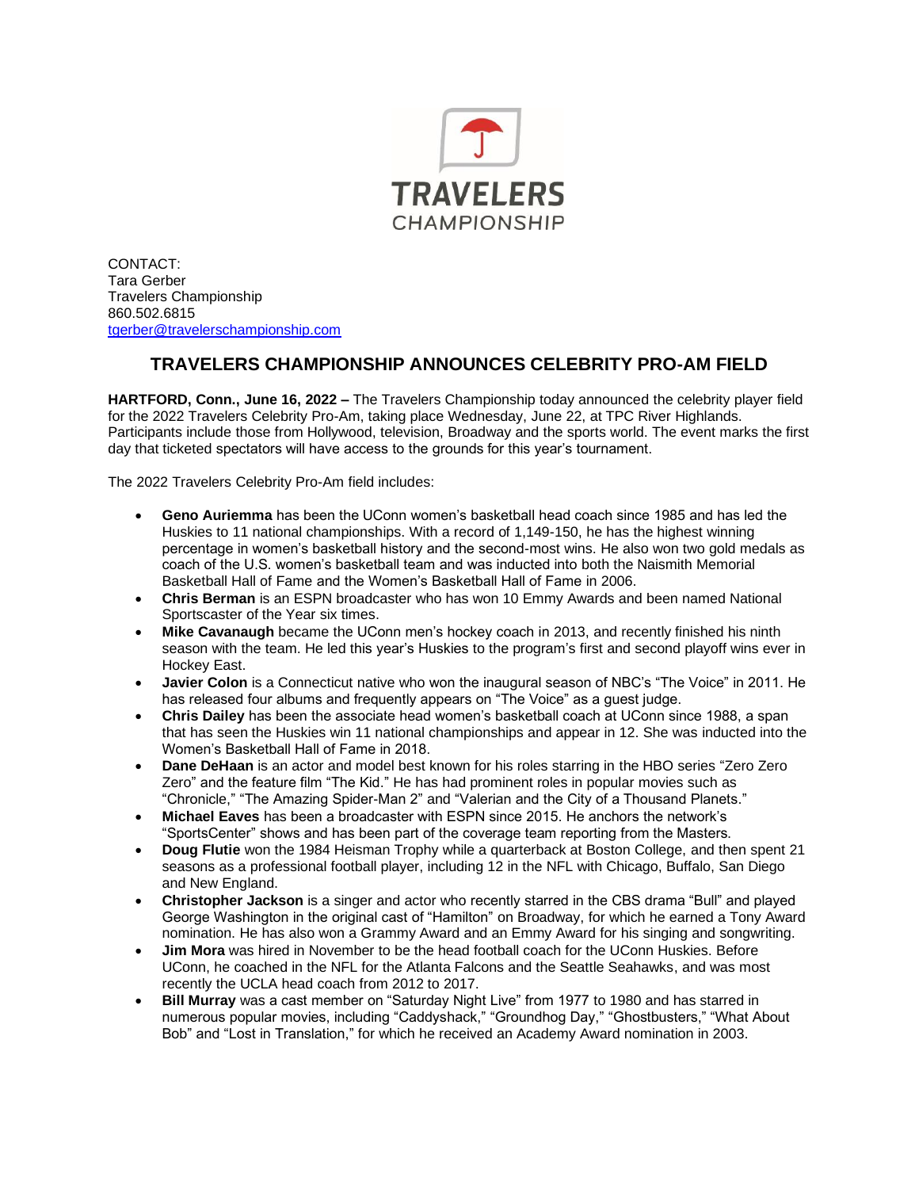TRAVELERS CHAMPIONSHIP

CONTACT:
Tara Gerber
Travelers Championship
860.502.6815
tgerber@travelerschampionship.com

# TRAVELERS CHAMPIONSHIP ANNOUNCES CELEBRITY PRO-AM FIELD

**HARTFORD, Conn., June 16, 2022 –** The Travelers Championship today announced the celebrity player field for the 2022 Travelers Celebrity Pro-Am, taking place Wednesday, June 22, at TPC River Highlands. Participants include those from Hollywood, television, Broadway and the sports world. The event marks the first day that ticketed spectators will have access to the grounds for this year's tournament.

The 2022 Travelers Celebrity Pro-Am field includes:

- **Geno Auriemma** has been the UConn women's basketball head coach since 1985 and has led the Huskies to 11 national championships. With a record of 1,149-150, he has the highest winning percentage in women's basketball history and the second-most wins. He also won two gold medals as coach of the U.S. women's basketball team and was inducted into both the Naismith Memorial Basketball Hall of Fame and the Women's Basketball Hall of Fame in 2006.
- **Chris Berman** is an ESPN broadcaster who has won 10 Emmy Awards and been named National Sportscaster of the Year six times.
- **Mike Cavanaugh** became the UConn men's hockey coach in 2013, and recently finished his ninth season with the team. He led this year's Huskies to the program's first and second playoff wins ever in Hockey East.
- **Javier Colon** is a Connecticut native who won the inaugural season of NBC's "The Voice" in 2011. He has released four albums and frequently appears on "The Voice" as a guest judge.
- **Chris Dailey** has been the associate head women's basketball coach at UConn since 1988, a span that has seen the Huskies win 11 national championships and appear in 12. She was inducted into the Women's Basketball Hall of Fame in 2018.
- **Dane DeHaan** is an actor and model best known for his roles starring in the HBO series "Zero Zero Zero" and the feature film "The Kid." He has had prominent roles in popular movies such as "Chronicle," "The Amazing Spider-Man 2" and "Valerian and the City of a Thousand Planets."
- **Michael Eaves** has been a broadcaster with ESPN since 2015. He anchors the network's "SportsCenter" shows and has been part of the coverage team reporting from the Masters.
- **Doug Flutie** won the 1984 Heisman Trophy while a quarterback at Boston College, and then spent 21 seasons as a professional football player, including 12 in the NFL with Chicago, Buffalo, San Diego and New England.
- **Christopher Jackson** is a singer and actor who recently starred in the CBS drama "Bull" and played George Washington in the original cast of "Hamilton" on Broadway, for which he earned a Tony Award nomination. He has also won a Grammy Award and an Emmy Award for his singing and songwriting.
- **Jim Mora** was hired in November to be the head football coach for the UConn Huskies. Before UConn, he coached in the NFL for the Atlanta Falcons and the Seattle Seahawks, and was most recently the UCLA head coach from 2012 to 2017.
- **Bill Murray** was a cast member on "Saturday Night Live" from 1977 to 1980 and has starred in numerous popular movies, including "Caddyshack," "Groundhog Day," "Ghostbusters," "What About Bob" and "Lost in Translation," for which he received an Academy Award nomination in 2003.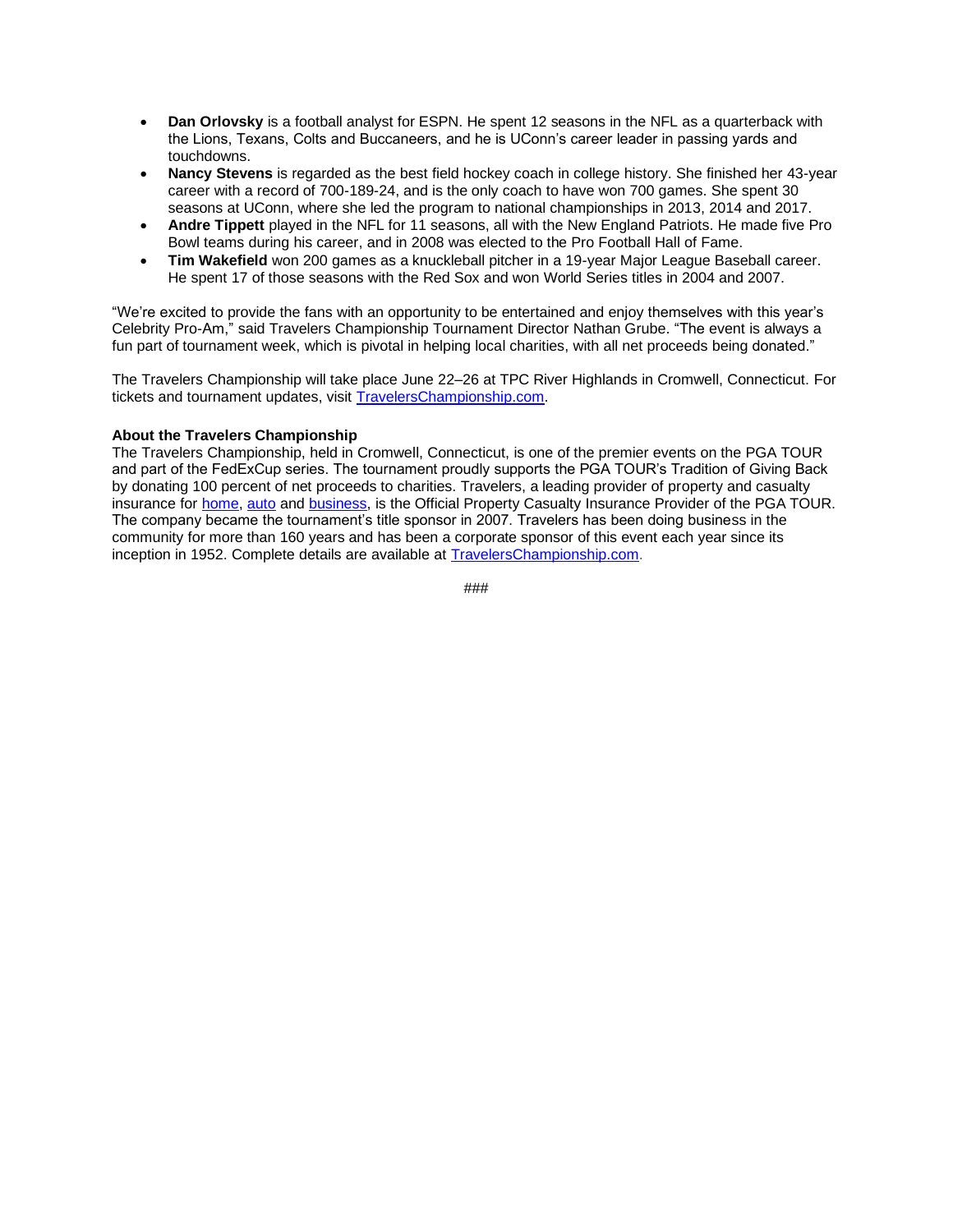- **Dan Orlovsky** is a football analyst for ESPN. He spent 12 seasons in the NFL as a quarterback with the Lions, Texans, Colts and Buccaneers, and he is UConn's career leader in passing yards and touchdowns.
- **Nancy Stevens** is regarded as the best field hockey coach in college history. She finished her 43-year career with a record of 700-189-24, and is the only coach to have won 700 games. She spent 30 seasons at UConn, where she led the program to national championships in 2013, 2014 and 2017.
- **Andre Tippett** played in the NFL for 11 seasons, all with the New England Patriots. He made five Pro Bowl teams during his career, and in 2008 was elected to the Pro Football Hall of Fame.
- **Tim Wakefield** won 200 games as a knuckleball pitcher in a 19-year Major League Baseball career. He spent 17 of those seasons with the Red Sox and won World Series titles in 2004 and 2007.

"We're excited to provide the fans with an opportunity to be entertained and enjoy themselves with this year's Celebrity Pro-Am," said Travelers Championship Tournament Director Nathan Grube. "The event is always a fun part of tournament week, which is pivotal in helping local charities, with all net proceeds being donated."

The Travelers Championship will take place June 22–26 at TPC River Highlands in Cromwell, Connecticut. For tickets and tournament updates, visit TravelersChampionship.com.

**About the Travelers Championship**

The Travelers Championship, held in Cromwell, Connecticut, is one of the premier events on the PGA TOUR and part of the FedExCup series. The tournament proudly supports the PGA TOUR's Tradition of Giving Back by donating 100 percent of net proceeds to charities. Travelers, a leading provider of property and casualty insurance for home, auto and business, is the Official Property Casualty Insurance Provider of the PGA TOUR. The company became the tournament's title sponsor in 2007. Travelers has been doing business in the community for more than 160 years and has been a corporate sponsor of this event each year since its inception in 1952. Complete details are available at TravelersChampionship.com.

###